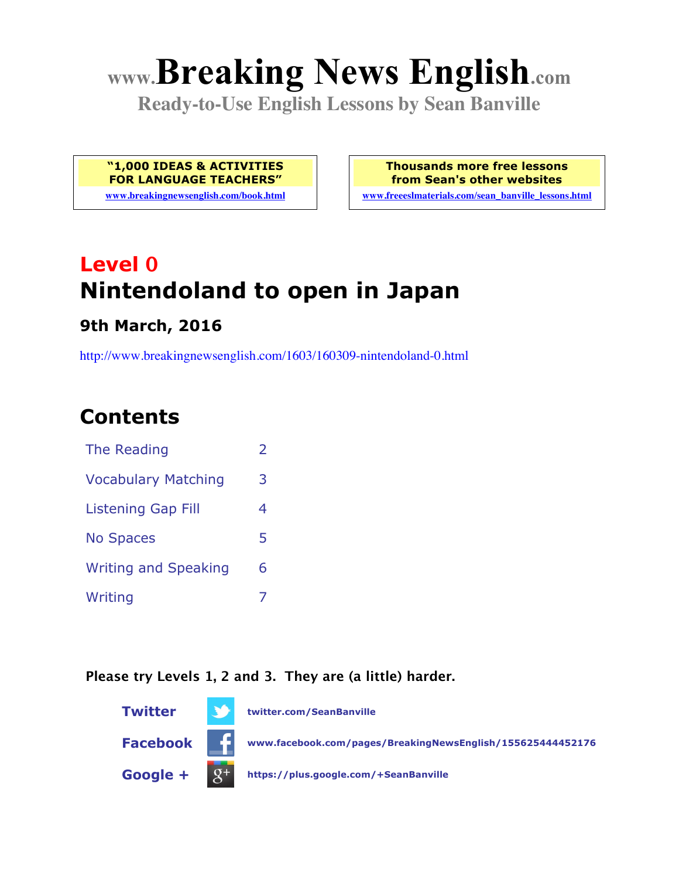# www.Breaking News English.com

**Ready-to-Use English Lessons by Sean Banville**

**"1,000 IDEAS & ACTIVITIES FOR LANGUAGE TEACHERS"**
www.breakingnewsenglish.com/book.html

**Thousands more free lessons from Sean's other websites**
www.freeeslmaterials.com/sean_banville_lessons.html

## Level 0

# Nintendoland to open in Japan

### 9th March, 2016

http://www.breakingnewsenglish.com/1603/160309-nintendoland-0.html

## Contents

| | |
|---|---|
| The Reading | 2 |
| Vocabulary Matching | 3 |
| Listening Gap Fill | 4 |
| No Spaces | 5 |
| Writing and Speaking | 6 |
| Writing | 7 |

**Please try Levels 1, 2 and 3. They are (a little) harder.**

**Twitter** twitter.com/SeanBanville

**Facebook** www.facebook.com/pages/BreakingNewsEnglish/155625444452176

**Google +** https://plus.google.com/+SeanBanville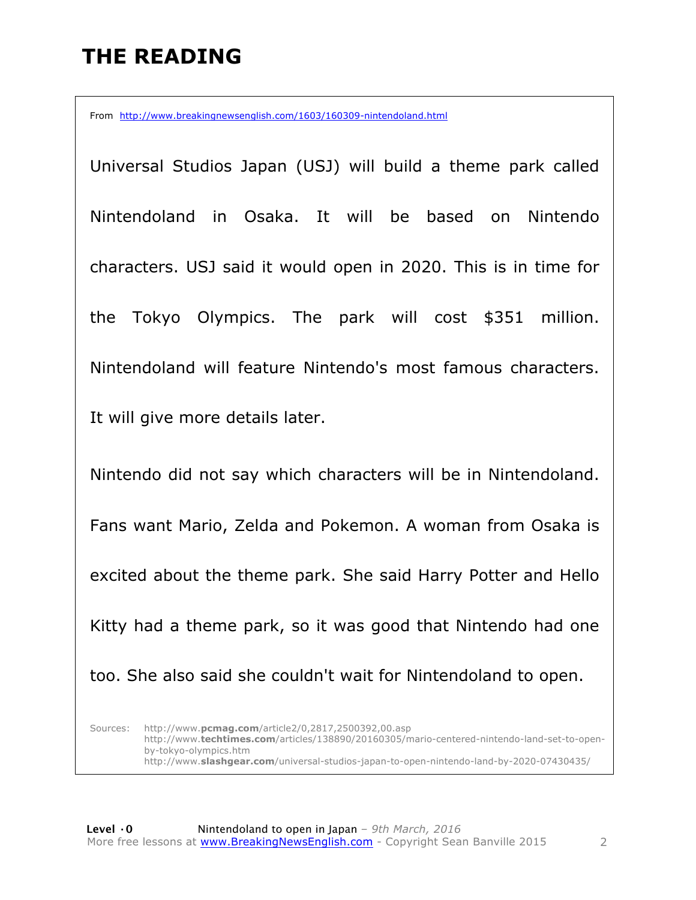# THE READING

From http://www.breakingnewsenglish.com/1603/160309-nintendoland.html

Universal Studios Japan (USJ) will build a theme park called Nintendoland in Osaka. It will be based on Nintendo characters. USJ said it would open in 2020. This is in time for the Tokyo Olympics. The park will cost $351 million. Nintendoland will feature Nintendo's most famous characters. It will give more details later.

Nintendo did not say which characters will be in Nintendoland. Fans want Mario, Zelda and Pokemon. A woman from Osaka is excited about the theme park. She said Harry Potter and Hello Kitty had a theme park, so it was good that Nintendo had one too. She also said she couldn't wait for Nintendoland to open.

Sources:
http://www.**pcmag.com**/article2/0,2817,2500392,00.asp
http://www.**techtimes.com**/articles/138890/20160305/mario-centered-nintendo-land-set-to-open-by-tokyo-olympics.htm
http://www.**slashgear.com**/universal-studios-japan-to-open-nintendo-land-by-2020-07430435/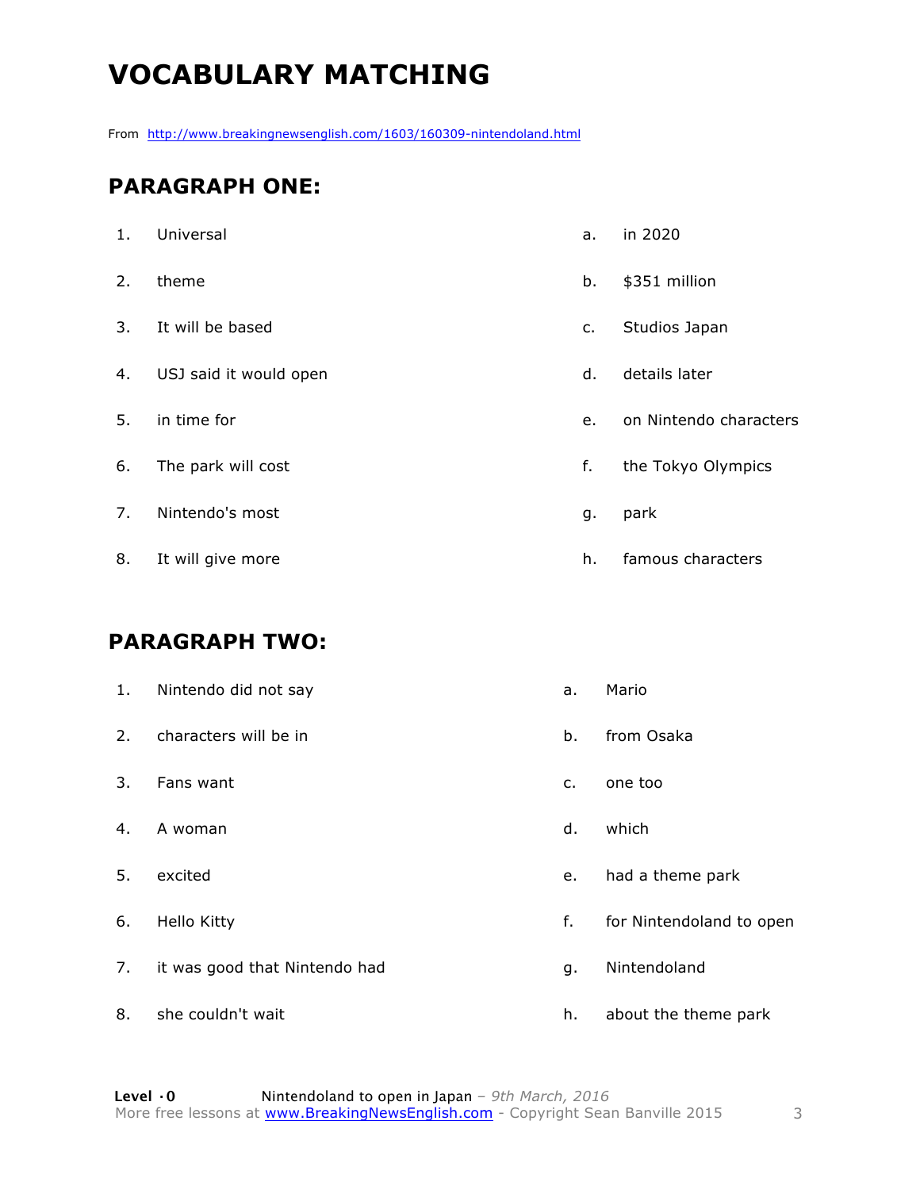# VOCABULARY MATCHING

From http://www.breakingnewsenglish.com/1603/160309-nintendoland.html

## PARAGRAPH ONE:

| | | | |
|---|---|---|---|
| 1. | Universal | a. | in 2020 |
| 2. | theme | b. | $351 million |
| 3. | It will be based | c. | Studios Japan |
| 4. | USJ said it would open | d. | details later |
| 5. | in time for | e. | on Nintendo characters |
| 6. | The park will cost | f. | the Tokyo Olympics |
| 7. | Nintendo's most | g. | park |
| 8. | It will give more | h. | famous characters |

## PARAGRAPH TWO:

| | | | |
|---|---|---|---|
| 1. | Nintendo did not say | a. | Mario |
| 2. | characters will be in | b. | from Osaka |
| 3. | Fans want | c. | one too |
| 4. | A woman | d. | which |
| 5. | excited | e. | had a theme park |
| 6. | Hello Kitty | f. | for Nintendoland to open |
| 7. | it was good that Nintendo had | g. | Nintendoland |
| 8. | she couldn't wait | h. | about the theme park |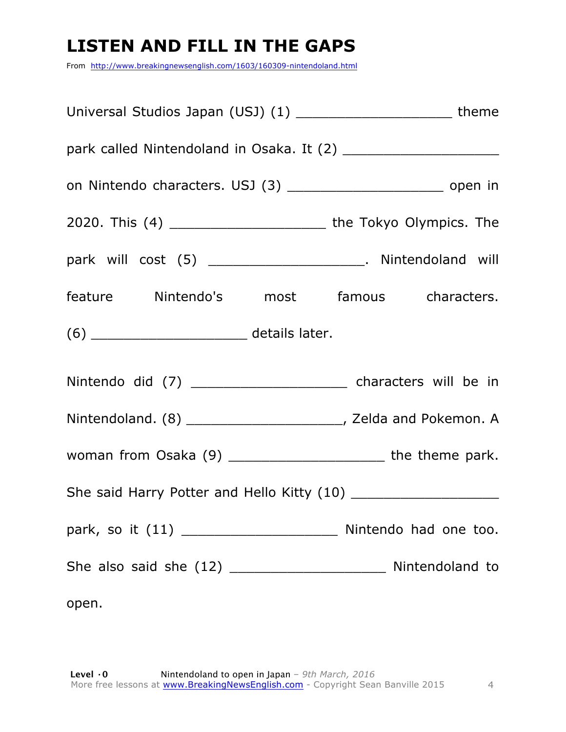# LISTEN AND FILL IN THE GAPS

From http://www.breakingnewsenglish.com/1603/160309-nintendoland.html

Universal Studios Japan (USJ) (1) ___________________ theme park called Nintendoland in Osaka. It (2) ___________________ on Nintendo characters. USJ (3) ___________________ open in 2020. This (4) ___________________ the Tokyo Olympics. The park will cost (5) ___________________. Nintendoland will feature Nintendo's most famous characters. (6) ___________________ details later.

Nintendo did (7) ___________________ characters will be in Nintendoland. (8) ___________________, Zelda and Pokemon. A woman from Osaka (9) ___________________ the theme park. She said Harry Potter and Hello Kitty (10) ___________________ park, so it (11) ___________________ Nintendo had one too. She also said she (12) ___________________ Nintendoland to open.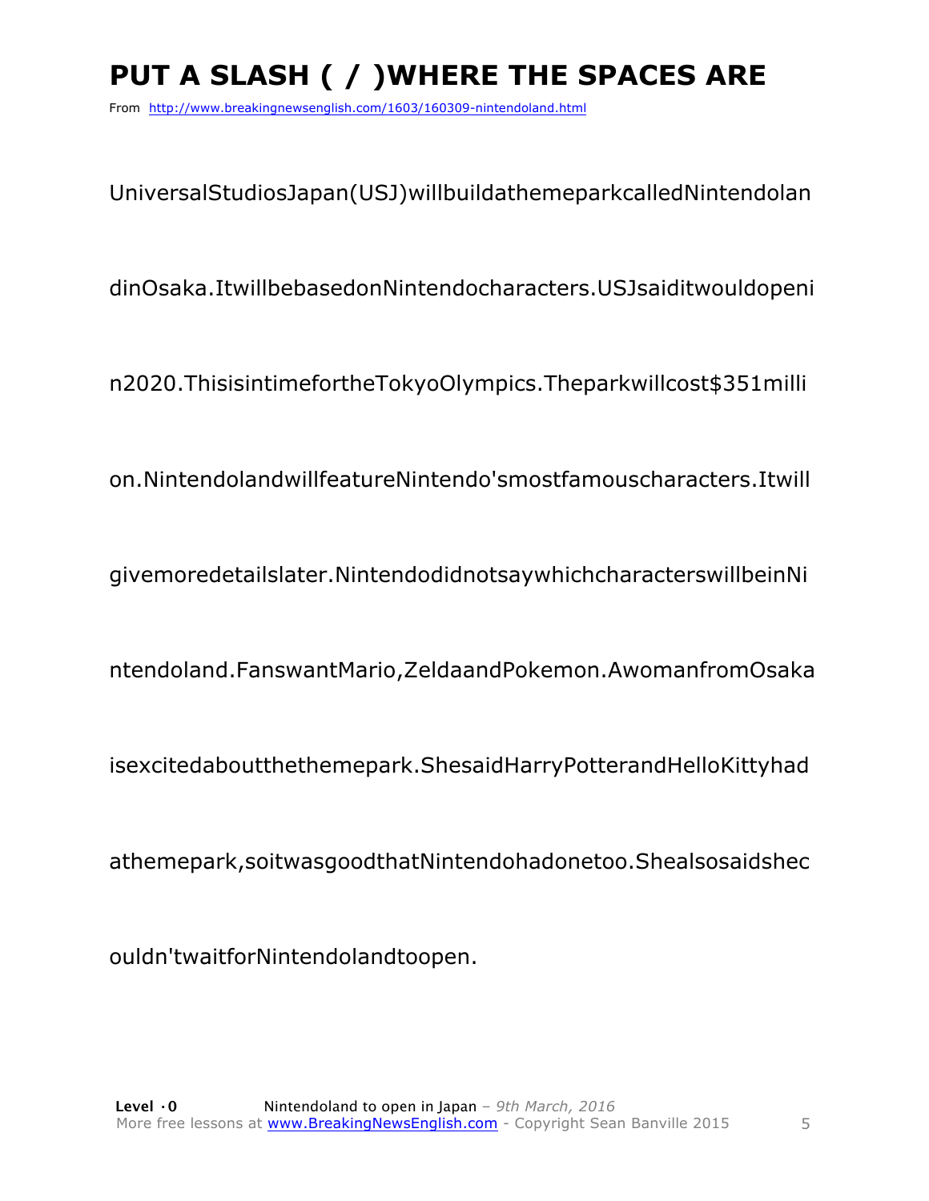# PUT A SLASH ( / )WHERE THE SPACES ARE

From http://www.breakingnewsenglish.com/1603/160309-nintendoland.html

UniversalStudiosJapan(USJ)willbuildathemeparkcalledNintendolan

dinOsaka.ItwillbebasedonNintendocharacters.USJsaiditwouldopeni

n2020.ThisisintimefortheTokyoOlympics.Theparkwillcost$351milli

on.NintendolandwillfeatureNintendo'smostfamouscharacters.Itwill

givemoredetailslater.NintendodidnotsaywhichcharacterswillbeinNi

ntendoland.FanswantMario,ZeldaandPokemon.AwomanfromOsaka

isexcitedaboutthethemepark.ShesaidHarryPotterandHelloKittyhad

athemepark,soitwasgoodthatNintendohadonetoo.Shealsosaidshec

ouldn'twaitforNintendolandtoopen.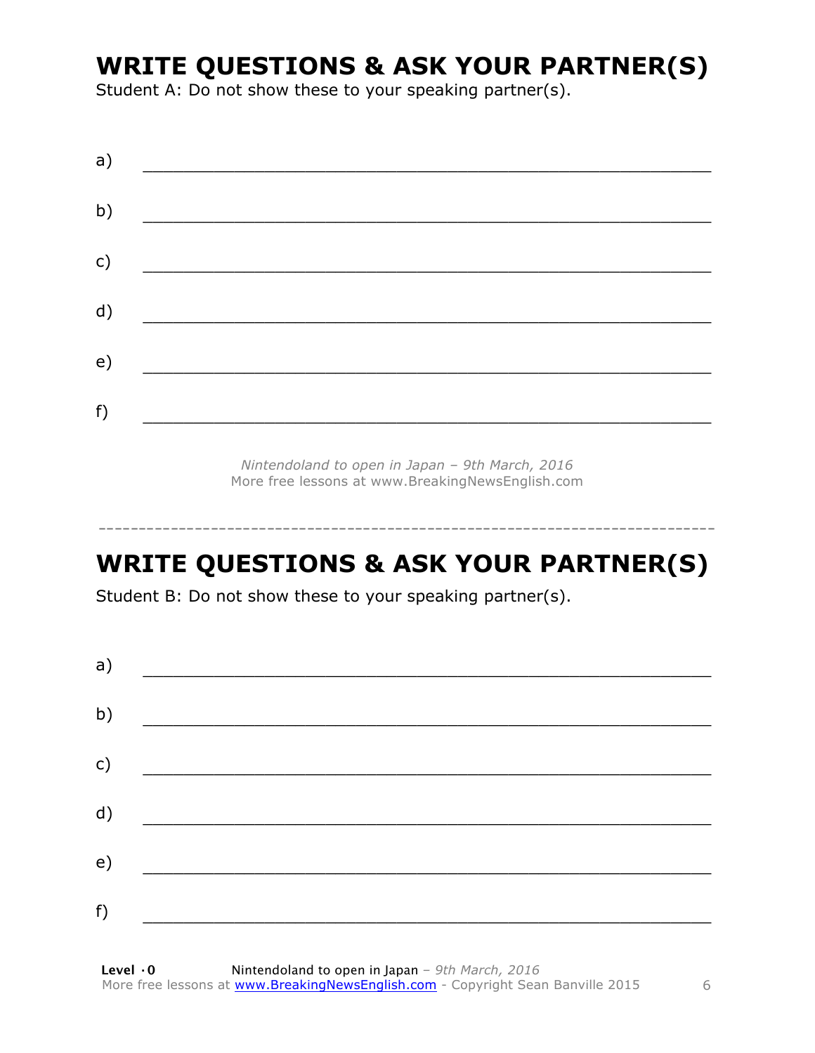## WRITE QUESTIONS & ASK YOUR PARTNER(S)

Student A: Do not show these to your speaking partner(s).

a) ___________________________________________________________

b) ___________________________________________________________

c) ___________________________________________________________

d) ___________________________________________________________

e) ___________________________________________________________

f) ___________________________________________________________

*Nintendoland to open in Japan – 9th March, 2016*
More free lessons at www.BreakingNewsEnglish.com

---

## WRITE QUESTIONS & ASK YOUR PARTNER(S)

Student B: Do not show these to your speaking partner(s).

a) ___________________________________________________________

b) ___________________________________________________________

c) ___________________________________________________________

d) ___________________________________________________________

e) ___________________________________________________________

f) ___________________________________________________________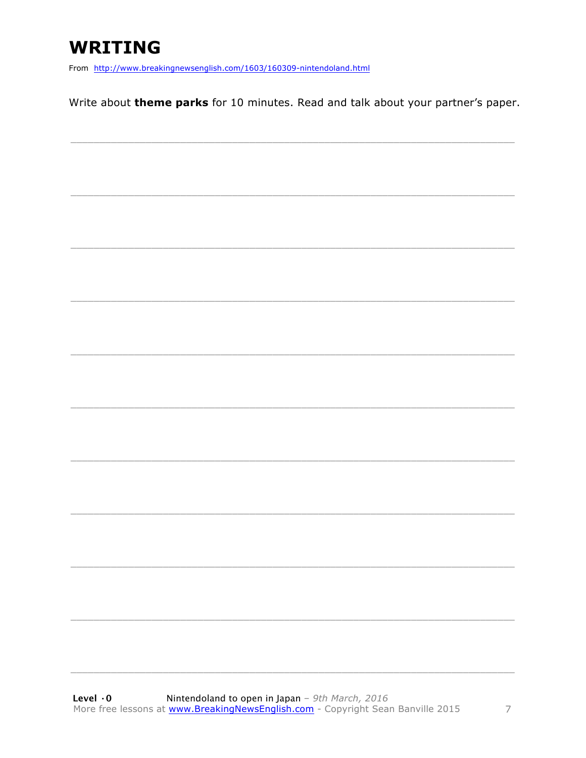# WRITING

From http://www.breakingnewsenglish.com/1603/160309-nintendoland.html

Write about **theme parks** for 10 minutes. Read and talk about your partner's paper.

___________________________________________________________________________

___________________________________________________________________________

___________________________________________________________________________

___________________________________________________________________________

___________________________________________________________________________

___________________________________________________________________________

___________________________________________________________________________

___________________________________________________________________________

___________________________________________________________________________

___________________________________________________________________________

___________________________________________________________________________